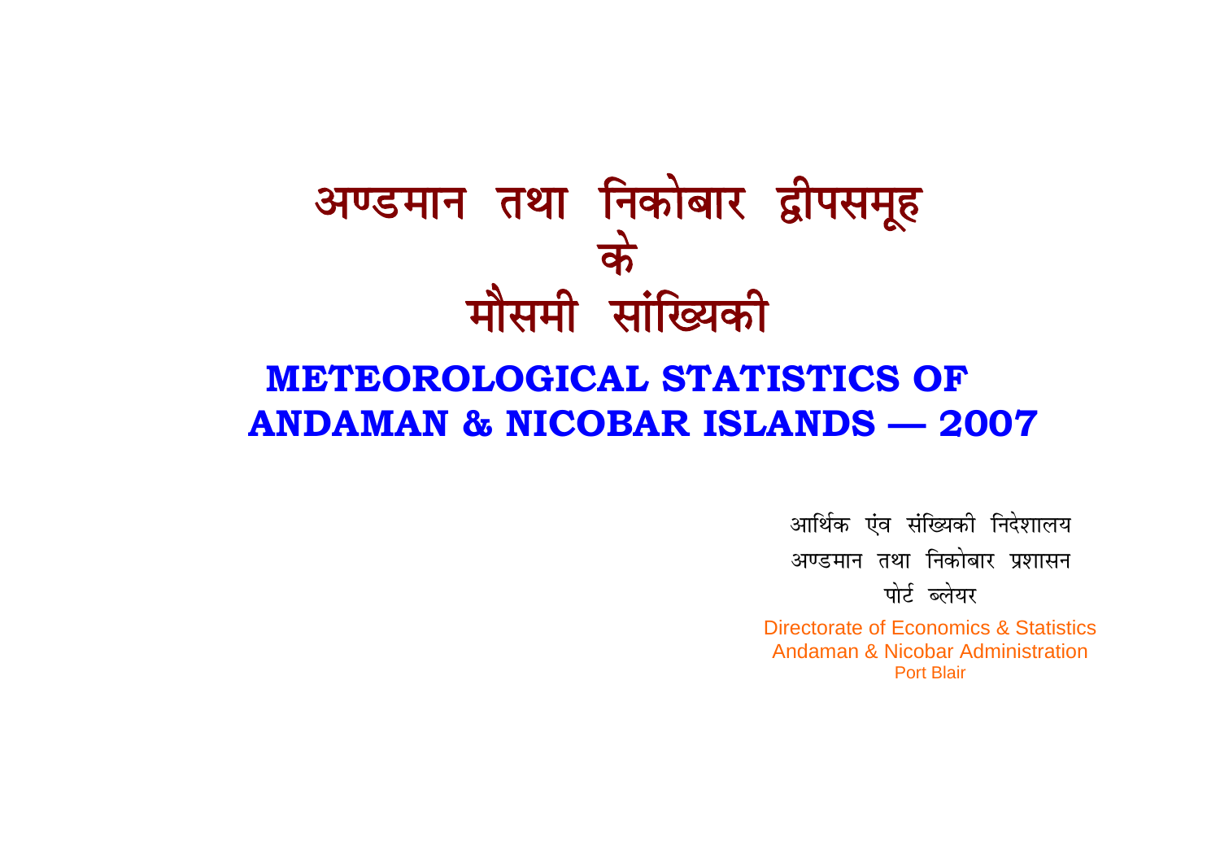# अण्डमान तथा निकोबार द्वीपसमूह
# के
# मौसमी सांख्यिकी

## METEOROLOGICAL STATISTICS OF ANDAMAN & NICOBAR ISLANDS — 2007

आर्थिक एंव संख्यिकी निदेशालय
अण्डमान तथा निकोबार प्रशासन
पोर्ट ब्लेयर

Directorate of Economics & Statistics
Andaman & Nicobar Administration
Port Blair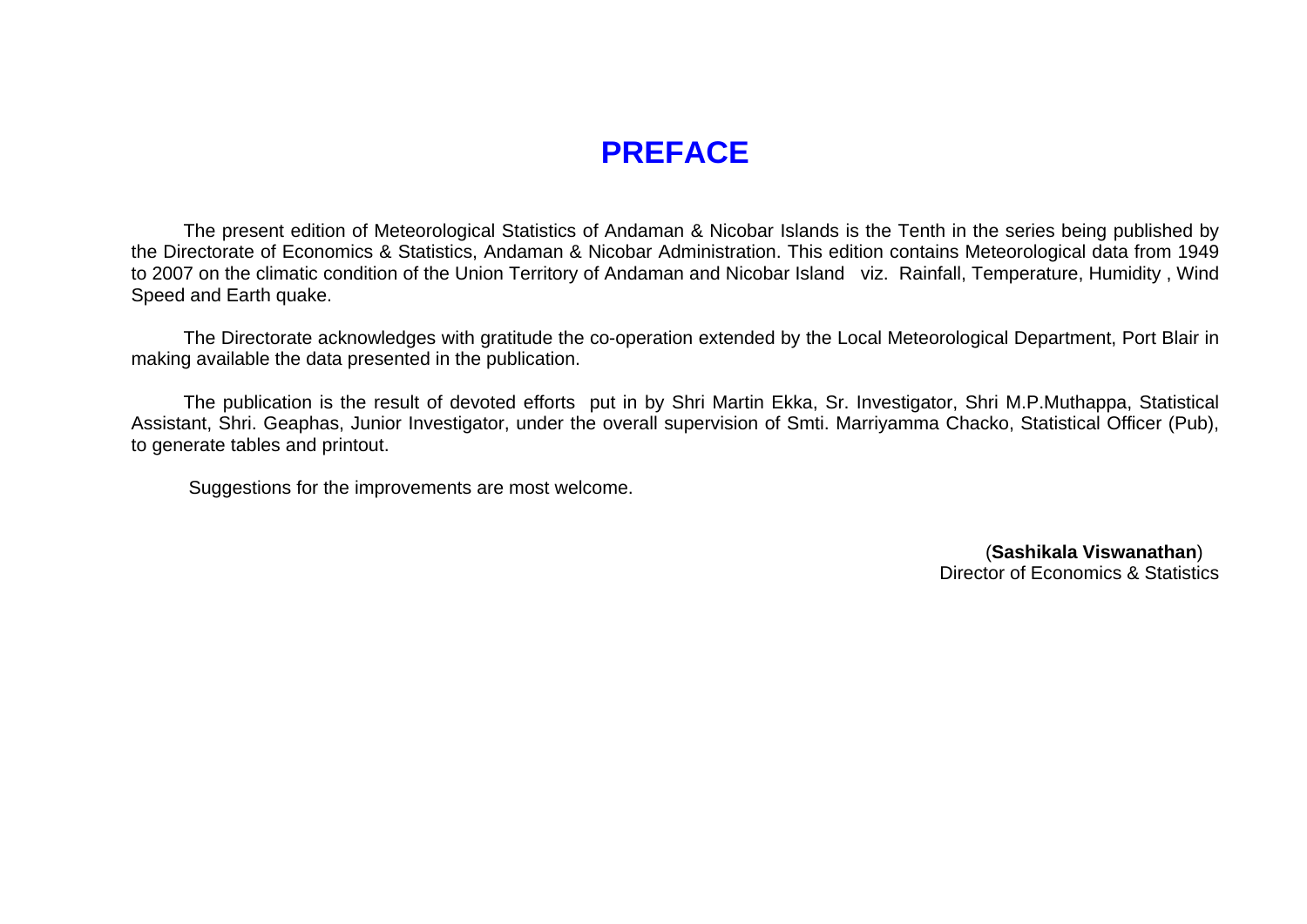# PREFACE

The present edition of Meteorological Statistics of Andaman & Nicobar Islands is the Tenth in the series being published by the Directorate of Economics & Statistics, Andaman & Nicobar Administration. This edition contains Meteorological data from 1949 to 2007 on the climatic condition of the Union Territory of Andaman and Nicobar Island viz. Rainfall, Temperature, Humidity , Wind Speed and Earth quake.

The Directorate acknowledges with gratitude the co-operation extended by the Local Meteorological Department, Port Blair in making available the data presented in the publication.

The publication is the result of devoted efforts put in by Shri Martin Ekka, Sr. Investigator, Shri M.P.Muthappa, Statistical Assistant, Shri. Geaphas, Junior Investigator, under the overall supervision of Smti. Marriyamma Chacko, Statistical Officer (Pub), to generate tables and printout.

Suggestions for the improvements are most welcome.

(**Sashikala Viswanathan**)
Director of Economics & Statistics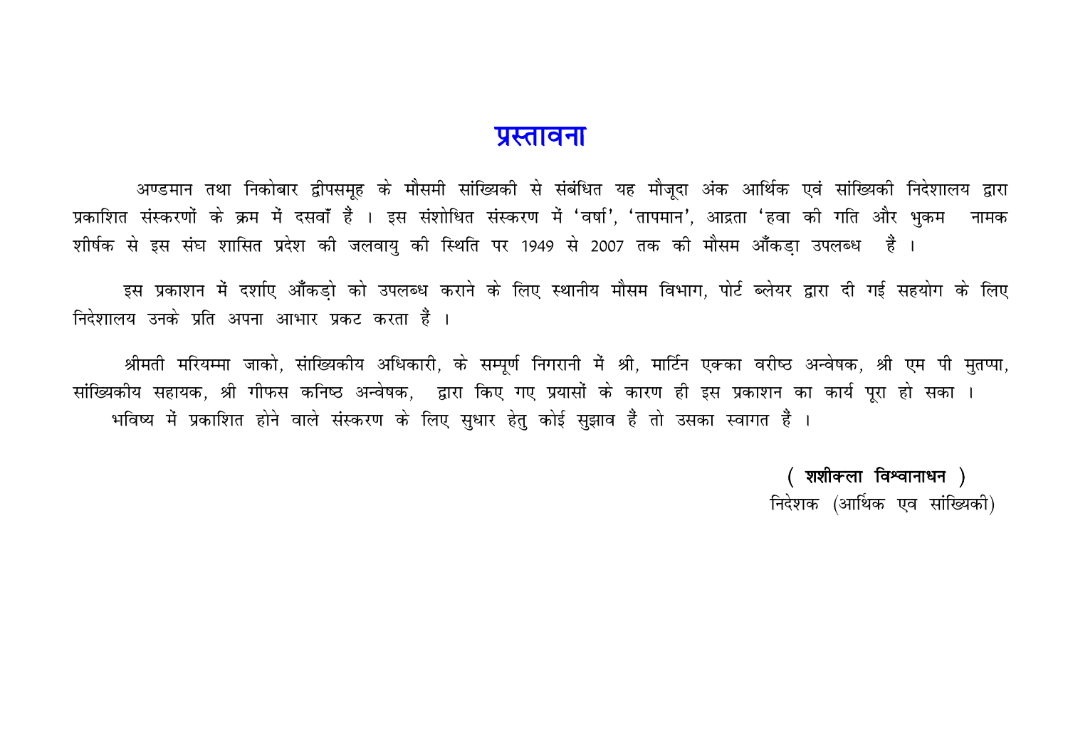# प्रस्तावना

अण्डमान तथा निकोबार द्वीपसमूह के मौसमी सांख्यिकी से संबंधित यह मौजूदा अंक आर्थिक एवं सांख्यिकी निदेशालय द्वारा प्रकाशित संस्करणों के क्रम में दसवाँ हैं । इस संशोधित संस्करण में 'वर्षा', 'तापमान', आद्रता 'हवा की गति और भुकम नामक शीर्षक से इस संघ शासित प्रदेश की जलवायु की स्थिति पर 1949 से 2007 तक की मौसम आँकड़ा उपलब्ध हैं ।

इस प्रकाशन में दर्शाए आँकड़ो को उपलब्ध कराने के लिए स्थानीय मौसम विभाग, पोर्ट ब्लेयर द्वारा दी गई सहयोग के लिए निदेशालय उनके प्रति अपना आभार प्रकट करता हैं ।

श्रीमती मरियम्मा जाको, सांख्यिकीय अधिकारी, के सम्पूर्ण निगरानी में श्री, मार्टिन एक्का वरीष्ठ अन्वेषक, श्री एम पी मुतप्पा, सांख्यिकीय सहायक, श्री गीफस कनिष्ठ अन्वेषक, द्वारा किए गए प्रयासों के कारण ही इस प्रकाशन का कार्य पूरा हो सका ।

भविष्य में प्रकाशित होने वाले संस्करण के लिए सुधार हेतु कोई सुझाव हैं तो उसका स्वागत हैं ।

**( शशीक्ला विश्वानाधन )**
निदेशक (आर्थिक एव सांख्यिकी)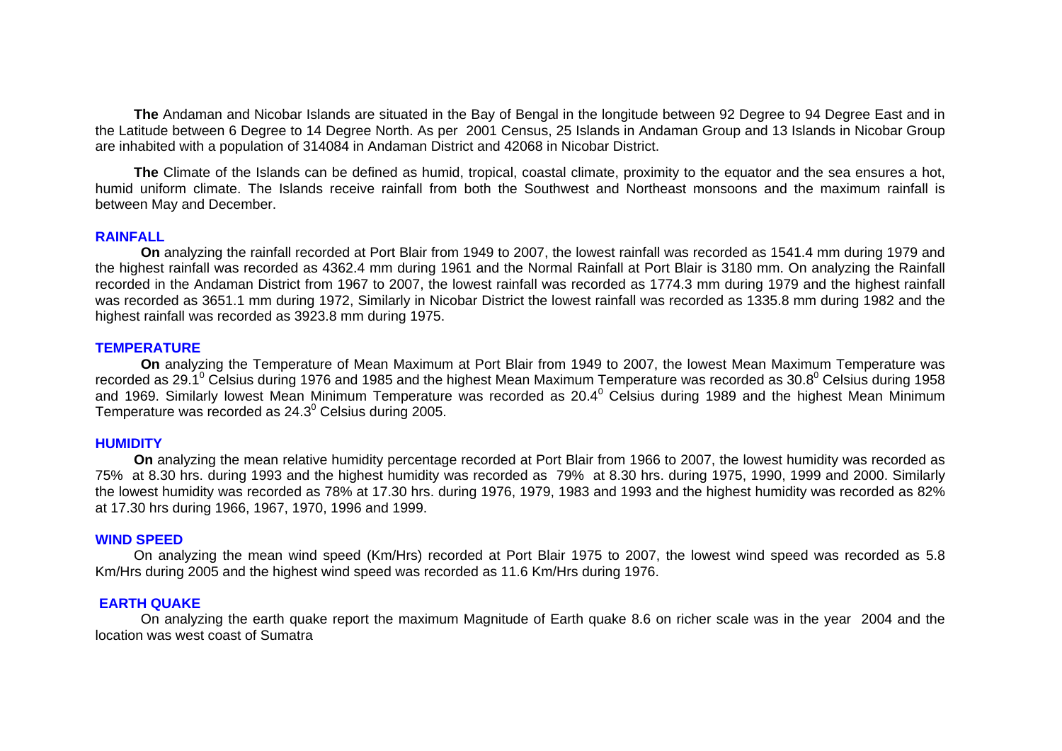**The** Andaman and Nicobar Islands are situated in the Bay of Bengal in the longitude between 92 Degree to 94 Degree East and in the Latitude between 6 Degree to 14 Degree North. As per 2001 Census, 25 Islands in Andaman Group and 13 Islands in Nicobar Group are inhabited with a population of 314084 in Andaman District and 42068 in Nicobar District.

**The** Climate of the Islands can be defined as humid, tropical, coastal climate, proximity to the equator and the sea ensures a hot, humid uniform climate. The Islands receive rainfall from both the Southwest and Northeast monsoons and the maximum rainfall is between May and December.

## RAINFALL

**On** analyzing the rainfall recorded at Port Blair from 1949 to 2007, the lowest rainfall was recorded as 1541.4 mm during 1979 and the highest rainfall was recorded as 4362.4 mm during 1961 and the Normal Rainfall at Port Blair is 3180 mm. On analyzing the Rainfall recorded in the Andaman District from 1967 to 2007, the lowest rainfall was recorded as 1774.3 mm during 1979 and the highest rainfall was recorded as 3651.1 mm during 1972, Similarly in Nicobar District the lowest rainfall was recorded as 1335.8 mm during 1982 and the highest rainfall was recorded as 3923.8 mm during 1975.

## TEMPERATURE

**On** analyzing the Temperature of Mean Maximum at Port Blair from 1949 to 2007, the lowest Mean Maximum Temperature was recorded as 29.1$^0$ Celsius during 1976 and 1985 and the highest Mean Maximum Temperature was recorded as 30.8$^0$ Celsius during 1958 and 1969. Similarly lowest Mean Minimum Temperature was recorded as 20.4$^0$ Celsius during 1989 and the highest Mean Minimum Temperature was recorded as 24.3$^0$ Celsius during 2005.

## HUMIDITY

**On** analyzing the mean relative humidity percentage recorded at Port Blair from 1966 to 2007, the lowest humidity was recorded as 75% at 8.30 hrs. during 1993 and the highest humidity was recorded as 79% at 8.30 hrs. during 1975, 1990, 1999 and 2000. Similarly the lowest humidity was recorded as 78% at 17.30 hrs. during 1976, 1979, 1983 and 1993 and the highest humidity was recorded as 82% at 17.30 hrs during 1966, 1967, 1970, 1996 and 1999.

## WIND SPEED

On analyzing the mean wind speed (Km/Hrs) recorded at Port Blair 1975 to 2007, the lowest wind speed was recorded as 5.8 Km/Hrs during 2005 and the highest wind speed was recorded as 11.6 Km/Hrs during 1976.

## EARTH QUAKE

On analyzing the earth quake report the maximum Magnitude of Earth quake 8.6 on richer scale was in the year 2004 and the location was west coast of Sumatra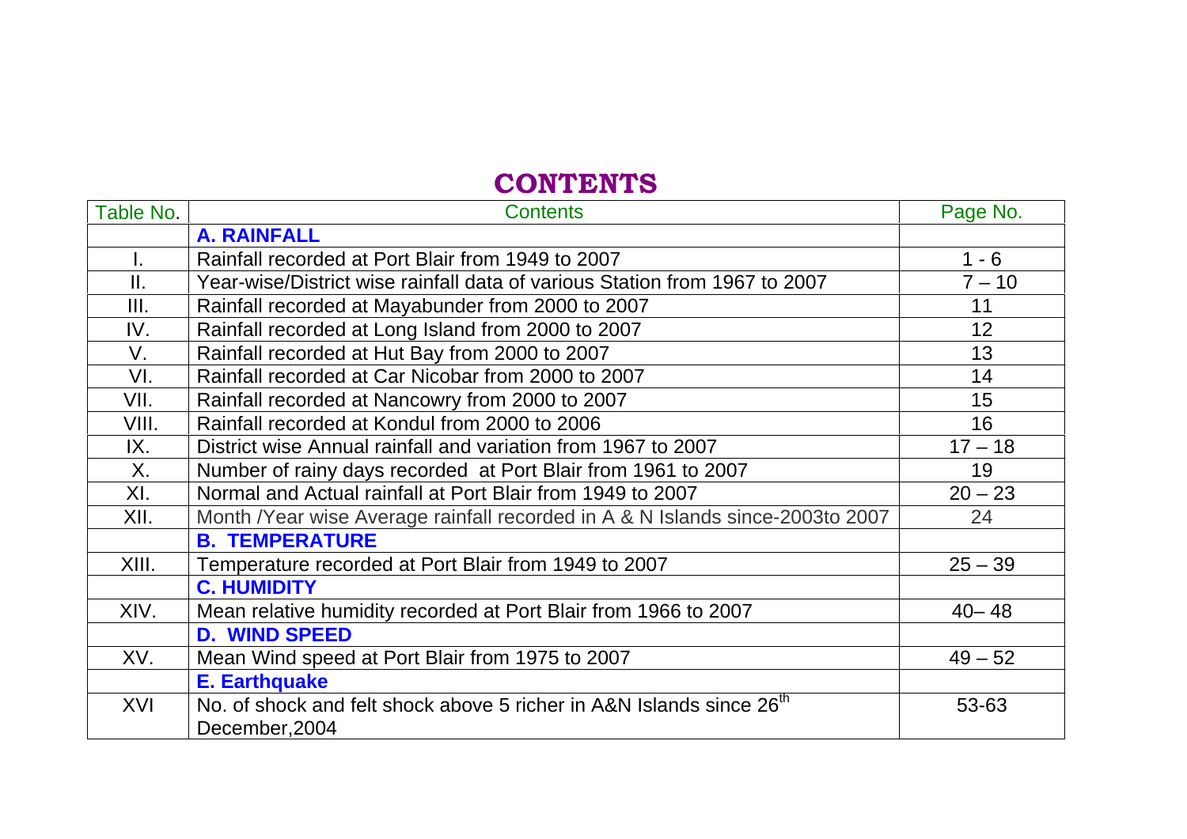# CONTENTS

| Table No. | Contents | Page No. |
|---|---|---|
| | **A. RAINFALL** | |
| I. | Rainfall recorded at Port Blair from 1949 to 2007 | 1 - 6 |
| II. | Year-wise/District wise rainfall data of various Station from 1967 to 2007 | 7 – 10 |
| III. | Rainfall recorded at Mayabunder from 2000 to 2007 | 11 |
| IV. | Rainfall recorded at Long Island from 2000 to 2007 | 12 |
| V. | Rainfall recorded at Hut Bay from 2000 to 2007 | 13 |
| VI. | Rainfall recorded at Car Nicobar from 2000 to 2007 | 14 |
| VII. | Rainfall recorded at Nancowry from 2000 to 2007 | 15 |
| VIII. | Rainfall recorded at Kondul from 2000 to 2006 | 16 |
| IX. | District wise Annual rainfall and variation from 1967 to 2007 | 17 – 18 |
| X. | Number of rainy days recorded at Port Blair from 1961 to 2007 | 19 |
| XI. | Normal and Actual rainfall at Port Blair from 1949 to 2007 | 20 – 23 |
| XII. | Month /Year wise Average rainfall recorded in A & N Islands since-2003to 2007 | 24 |
| | **B. TEMPERATURE** | |
| XIII. | Temperature recorded at Port Blair from 1949 to 2007 | 25 – 39 |
| | **C. HUMIDITY** | |
| XIV. | Mean relative humidity recorded at Port Blair from 1966 to 2007 | 40– 48 |
| | **D. WIND SPEED** | |
| XV. | Mean Wind speed at Port Blair from 1975 to 2007 | 49 – 52 |
| | **E. Earthquake** | |
| XVI | No. of shock and felt shock above 5 richer in A&N Islands since 26th December,2004 | 53-63 |